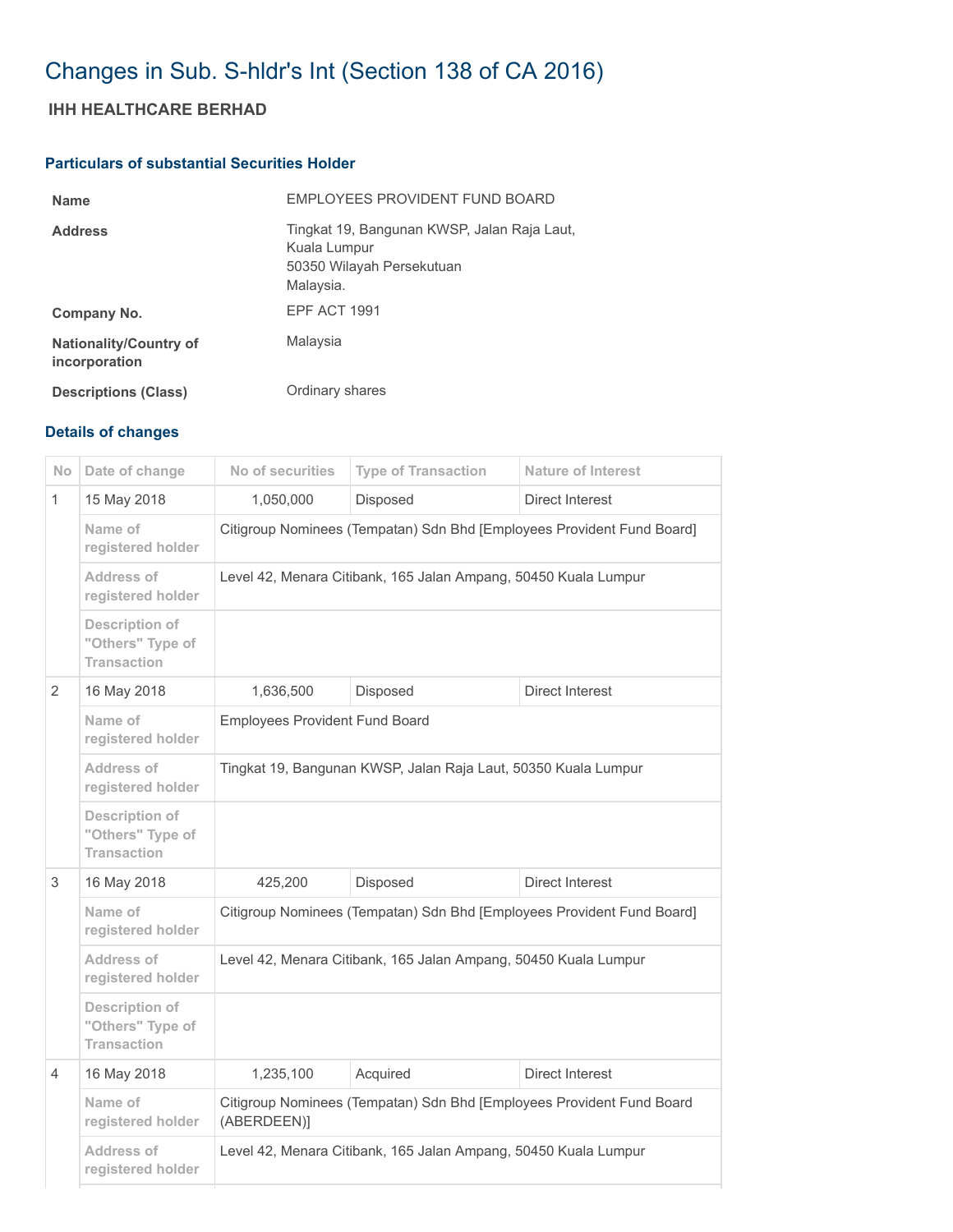# Changes in Sub. S-hldr's Int (Section 138 of CA 2016)

## IHH HEALTHCARE BERHAD

### Particulars of substantial Securities Holder

| | |
|---|---|
| **Name** | EMPLOYEES PROVIDENT FUND BOARD |
| **Address** | Tingkat 19, Bangunan KWSP, Jalan Raja Laut, Kuala Lumpur 50350 Wilayah Persekutuan Malaysia. |
| **Company No.** | EPF ACT 1991 |
| **Nationality/Country of incorporation** | Malaysia |
| **Descriptions (Class)** | Ordinary shares |

### Details of changes

| No | Date of change | No of securities | Type of Transaction | Nature of Interest |
|---|---|---|---|---|
| 1 | 15 May 2018 | 1,050,000 | Disposed | Direct Interest |
| | Name of registered holder | Citigroup Nominees (Tempatan) Sdn Bhd [Employees Provident Fund Board] | | |
| | Address of registered holder | Level 42, Menara Citibank, 165 Jalan Ampang, 50450 Kuala Lumpur | | |
| | Description of "Others" Type of Transaction | | | |
| 2 | 16 May 2018 | 1,636,500 | Disposed | Direct Interest |
| | Name of registered holder | Employees Provident Fund Board | | |
| | Address of registered holder | Tingkat 19, Bangunan KWSP, Jalan Raja Laut, 50350 Kuala Lumpur | | |
| | Description of "Others" Type of Transaction | | | |
| 3 | 16 May 2018 | 425,200 | Disposed | Direct Interest |
| | Name of registered holder | Citigroup Nominees (Tempatan) Sdn Bhd [Employees Provident Fund Board] | | |
| | Address of registered holder | Level 42, Menara Citibank, 165 Jalan Ampang, 50450 Kuala Lumpur | | |
| | Description of "Others" Type of Transaction | | | |
| 4 | 16 May 2018 | 1,235,100 | Acquired | Direct Interest |
| | Name of registered holder | Citigroup Nominees (Tempatan) Sdn Bhd [Employees Provident Fund Board (ABERDEEN)] | | |
| | Address of registered holder | Level 42, Menara Citibank, 165 Jalan Ampang, 50450 Kuala Lumpur | | |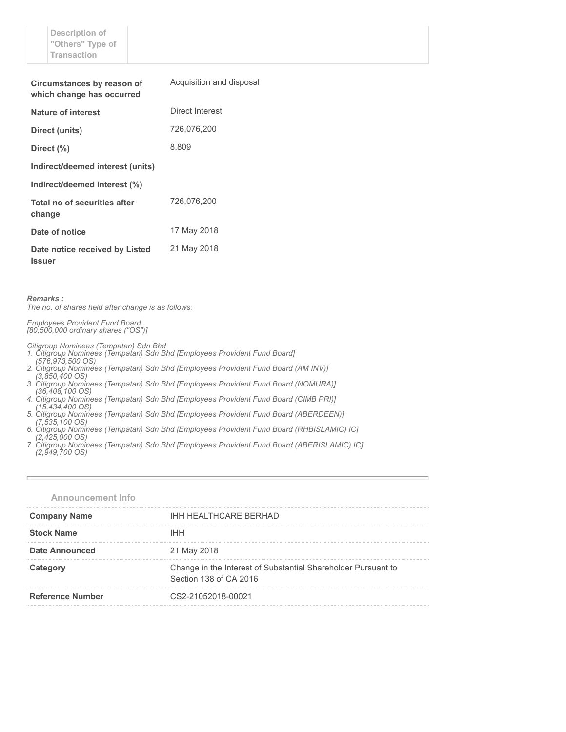| | |
|---|---|
| Description of "Others" Type of Transaction | |

| | |
|---|---|
| **Circumstances by reason of which change has occurred** | Acquisition and disposal |
| **Nature of interest** | Direct Interest |
| **Direct (units)** | 726,076,200 |
| **Direct (%)** | 8.809 |
| **Indirect/deemed interest (units)** | |
| **Indirect/deemed interest (%)** | |
| **Total no of securities after change** | 726,076,200 |
| **Date of notice** | 17 May 2018 |
| **Date notice received by Listed Issuer** | 21 May 2018 |

***Remarks :***
*The no. of shares held after change is as follows:*

*Employees Provident Fund Board*
*[80,500,000 ordinary shares ("OS")]*

*Citigroup Nominees (Tempatan) Sdn Bhd*
1. *Citigroup Nominees (Tempatan) Sdn Bhd [Employees Provident Fund Board] (576,973,500 OS)*
2. *Citigroup Nominees (Tempatan) Sdn Bhd [Employees Provident Fund Board (AM INV)] (3,850,400 OS)*
3. *Citigroup Nominees (Tempatan) Sdn Bhd [Employees Provident Fund Board (NOMURA)] (36,408,100 OS)*
4. *Citigroup Nominees (Tempatan) Sdn Bhd [Employees Provident Fund Board (CIMB PRI)] (15,434,400 OS)*
5. *Citigroup Nominees (Tempatan) Sdn Bhd [Employees Provident Fund Board (ABERDEEN)] (7,535,100 OS)*
6. *Citigroup Nominees (Tempatan) Sdn Bhd [Employees Provident Fund Board (RHBISLAMIC) IC] (2,425,000 OS)*
7. *Citigroup Nominees (Tempatan) Sdn Bhd [Employees Provident Fund Board (ABERISLAMIC) IC] (2,949,700 OS)*

### Announcement Info

| | |
|---|---|
| **Company Name** | IHH HEALTHCARE BERHAD |
| **Stock Name** | IHH |
| **Date Announced** | 21 May 2018 |
| **Category** | Change in the Interest of Substantial Shareholder Pursuant to Section 138 of CA 2016 |
| **Reference Number** | CS2-21052018-00021 |